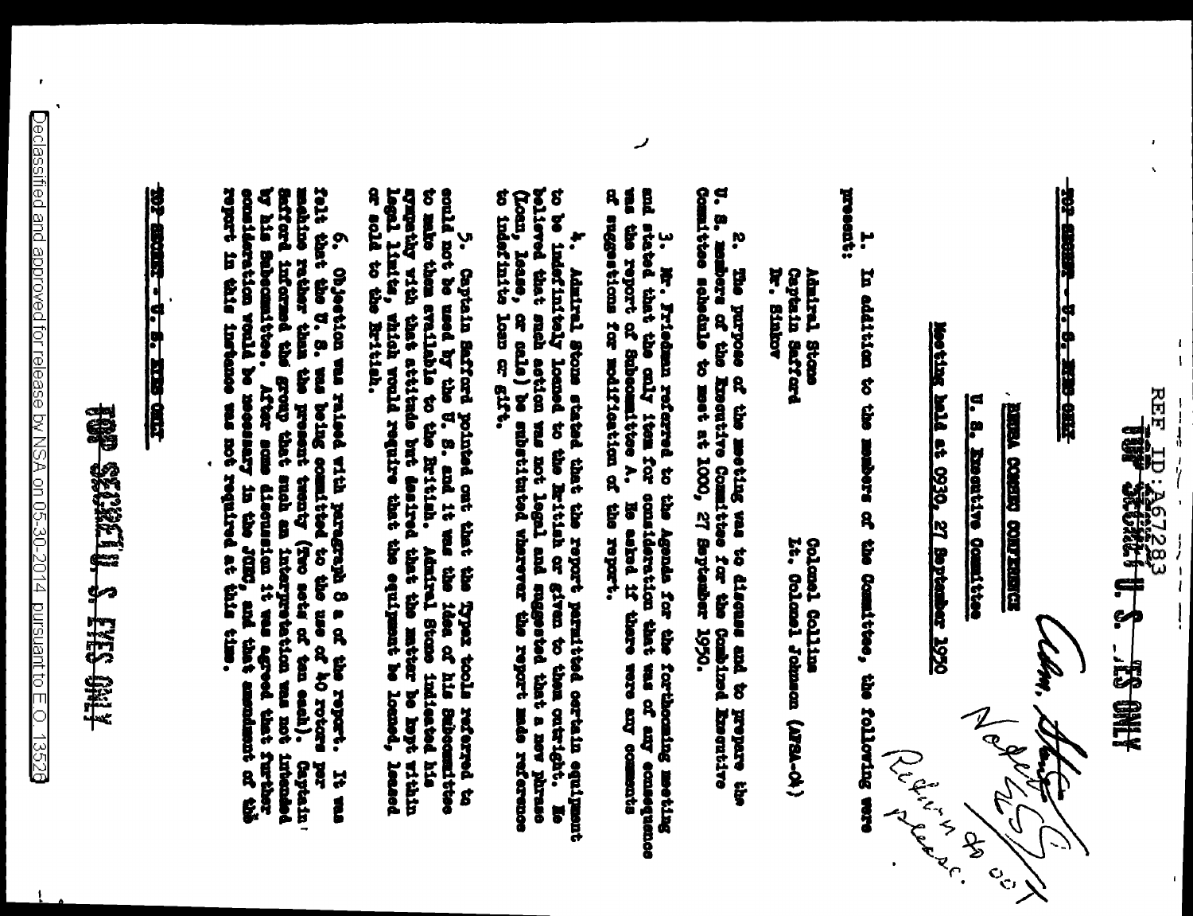REF ID:A67283

TOP SECRET U. S. EYES ONLY

~~TOP SECRET - U. S. EYES ONLY~~

BRUSA COMSEC CONFERENCE

U. S. Executive Committee

Meeting held at 0930, 27 September 1950

1. In addition to the members of the Committee, the following were present:

| | |
|---|---|
| Admiral Stone | Colonel Collins |
| Captain Safford | Lt. Colonel Johnson (AFSA-04) |
| Dr. Sinkov | |

2. The purpose of the meeting was to discuss and to prepare the U. S. members of the Executive Committee for the Combined Executive Committee schedule to meet at 1000, 27 September 1950.

3. Mr. Friedman referred to the Agenda for the forthcoming meeting and stated that the only item for consideration that was of any consequence was the report of Subcommittee A. He asked if there were any comments of suggestions for modification of the report.

4. Admiral Stone stated that the report permitted certain equipment to be indefinitely loaned to the British or given to them outright. He believed that such action was not legal and suggested that a new phrase (loan, lease, or sale) be substituted wherever the report made reference to indefinite loan or gift.

5. Captain Safford pointed out that the Typex tools referred to could not be used by the U. S. and it was the idea of his Subcommittee to make them available to the British. Admiral Stone indicated his sympathy with that attitude but desired that the matter be kept within legal limits, which would require that the equipment be loaned, leased or sold to the British.

6. Objection was raised with paragraph 8 a of the report. It was felt that the U. S. was being committed to the use of 40 rotors per machine rather than the present twenty (two sets of ten each). Captain Safford informed the group that such an interpretation was not intended by his Subcommittee. After some discussion it was agreed that further consideration would be necessary in the JCEC, and that amendment of the report in this instance was not required at this time.

~~TOP SECRET - U. S. EYES ONLY~~

TOP SECRET U. S. EYES ONLY

Declassified and approved for release by NSA on 05-30-2014 pursuant to E.O. 13526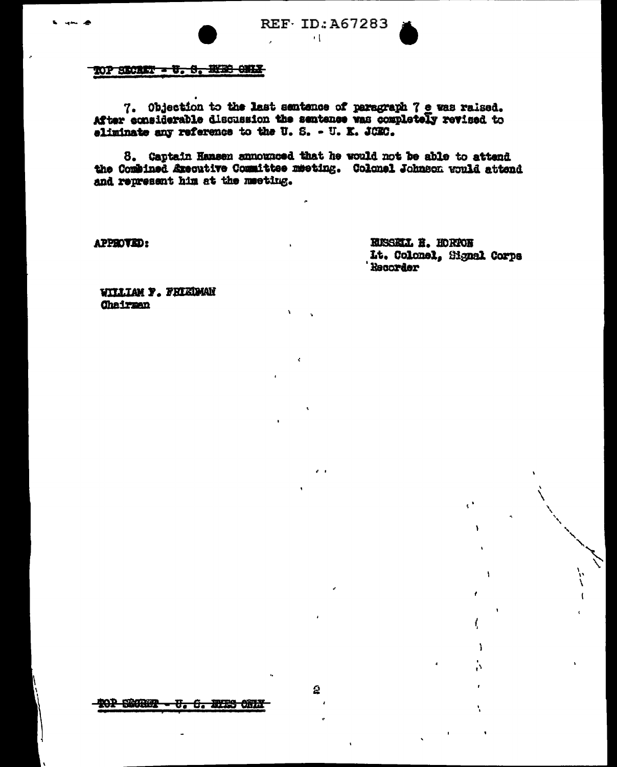TOP SECRET - U. S. EYES ONLY

7. Objection to the last sentence of paragraph 7 e was raised. After considerable discussion the sentence was completely revised to eliminate any reference to the U. S. - U. K. JCEC.

8. Captain Hansen announced that he would not be able to attend the Combined Executive Committee meeting. Colonel Johnson would attend and represent him at the meeting.

APPROVED:

RUSSELL H. HORTON
Lt. Colonel, Signal Corps
Recorder

WILLIAM F. FRIEDMAN
Chairman

TOP SECRET - U. S. EYES ONLY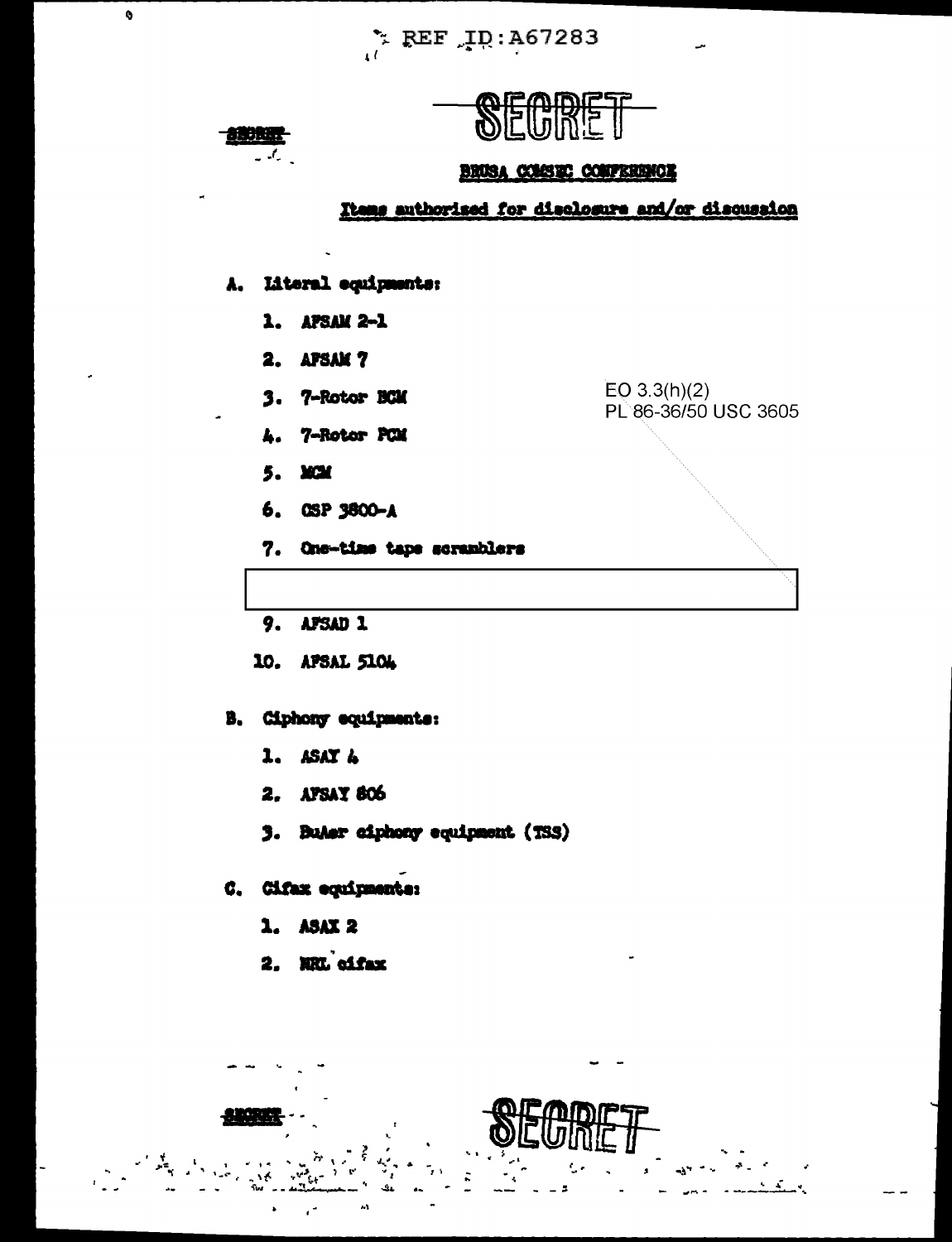REF ID:A67283

SECRET

## BRUSA COMSEC CONFERENCE

Items authorized for disclosure and/or discussion

A. Literal equipments:

1. AFSAM 2-1
2. AFSAM 7
3. 7-Rotor ECM
4. 7-Rotor FCM
5. MCM
6. CSP 3800-A
7. One-time tape scramblers

EO 3.3(h)(2)
PL 86-36/50 USC 3605

9. AFSAD 1
10. AFSAL 5104

B. Ciphony equipments:

1. ASAY 4
2. AFSAY 806
3. BuAer ciphony equipment (TSS)

C. Cifax equipments:

1. ASAX 2
2. NRL cifax

SECRET